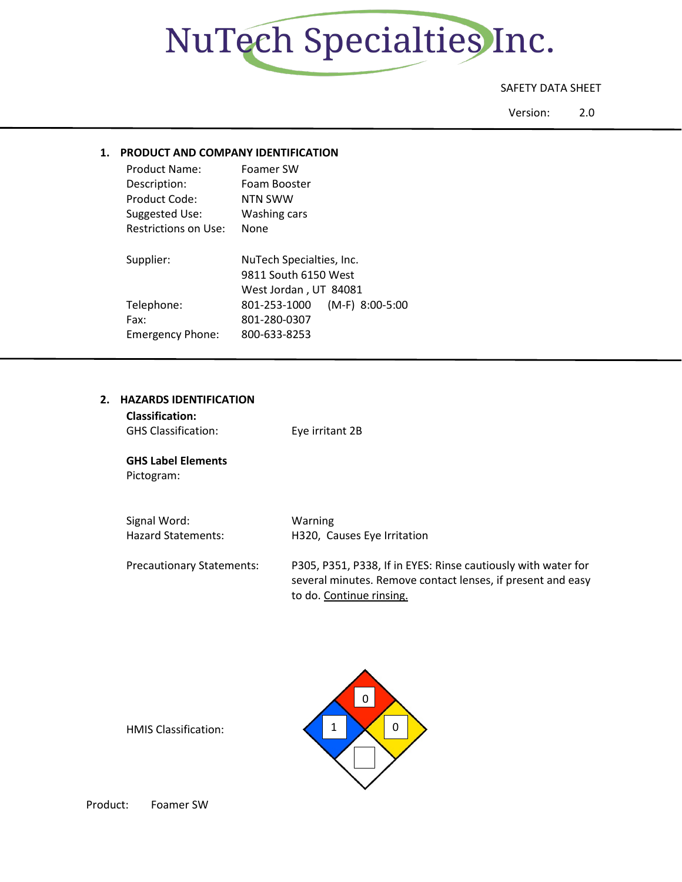# NuTech Specialties Inc.

SAFETY DATA SHEET

Version: 2.0

## 1. PRODUCT AND COMPANY IDENTIFICATION

| | |
|---|---|
| Product Name: | Foamer SW |
| Description: | Foam Booster |
| Product Code: | NTN SWW |
| Suggested Use: | Washing cars |
| Restrictions on Use: | None |
| Supplier: | NuTech Specialties, Inc.<br>9811 South 6150 West<br>West Jordan , UT 84081 |
| Telephone: | 801-253-1000 (M-F) 8:00-5:00 |
| Fax: | 801-280-0307 |
| Emergency Phone: | 800-633-8253 |

## 2. HAZARDS IDENTIFICATION

**Classification:**

GHS Classification: Eye irritant 2B

**GHS Label Elements**

Pictogram:

Signal Word: Warning

Hazard Statements: H320, Causes Eye Irritation

Precautionary Statements: P305, P351, P338, If in EYES: Rinse cautiously with water for several minutes. Remove contact lenses, if present and easy to do. Continue rinsing.

HMIS Classification:

| Health (blue) | Flammability (red) | Reactivity (yellow) | Special (white) |
|---|---|---|---|
| 1 | 0 | 0 | |

Product: Foamer SW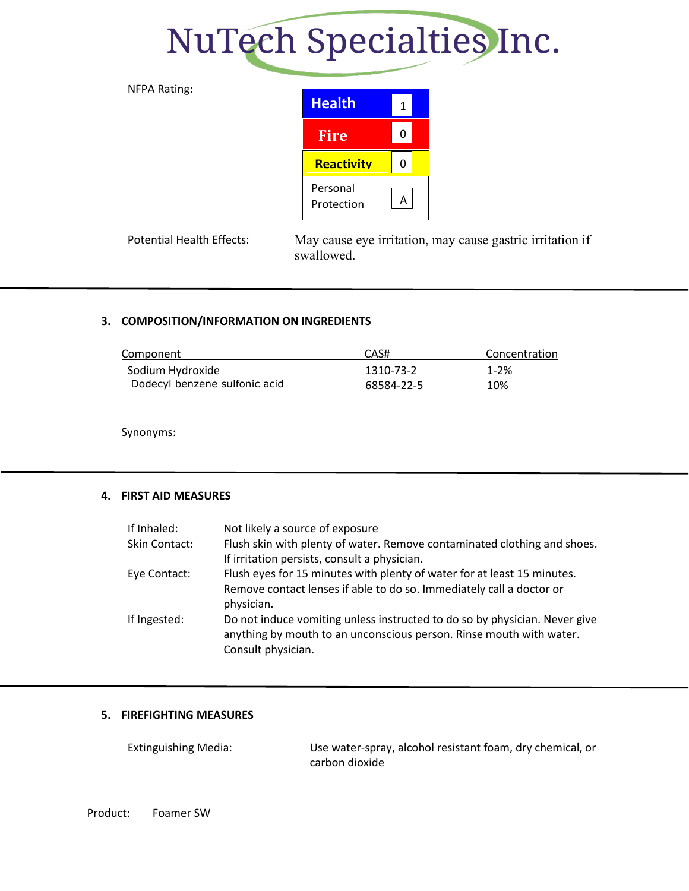NuTech Specialties Inc.

NFPA Rating:

| Health | 1 |
| --- | --- |
| Fire | 0 |
| Reactivity | 0 |
| Personal Protection | A |

Potential Health Effects: May cause eye irritation, may cause gastric irritation if swallowed.

## 3. COMPOSITION/INFORMATION ON INGREDIENTS

| Component | CAS# | Concentration |
| --- | --- | --- |
| Sodium Hydroxide | 1310-73-2 | 1-2% |
| Dodecyl benzene sulfonic acid | 68584-22-5 | 10% |

Synonyms:

## 4. FIRST AID MEASURES

If Inhaled: Not likely a source of exposure

Skin Contact: Flush skin with plenty of water. Remove contaminated clothing and shoes. If irritation persists, consult a physician.

Eye Contact: Flush eyes for 15 minutes with plenty of water for at least 15 minutes. Remove contact lenses if able to do so. Immediately call a doctor or physician.

If Ingested: Do not induce vomiting unless instructed to do so by physician. Never give anything by mouth to an unconscious person. Rinse mouth with water. Consult physician.

## 5. FIREFIGHTING MEASURES

Extinguishing Media: Use water-spray, alcohol resistant foam, dry chemical, or carbon dioxide

Product: Foamer SW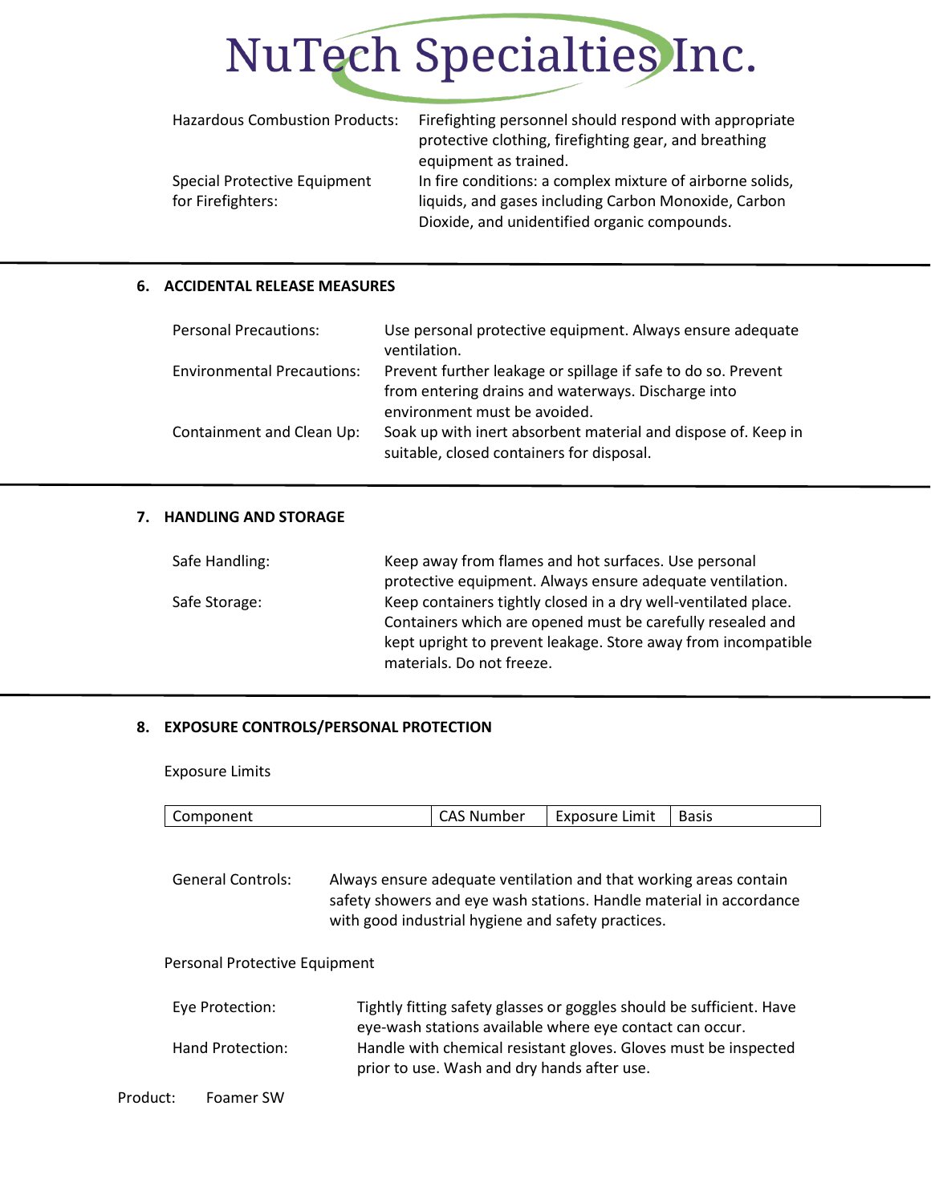| | |
|---|---|
| Hazardous Combustion Products: | Firefighting personnel should respond with appropriate protective clothing, firefighting gear, and breathing equipment as trained. |
| Special Protective Equipment for Firefighters: | In fire conditions: a complex mixture of airborne solids, liquids, and gases including Carbon Monoxide, Carbon Dioxide, and unidentified organic compounds. |

## 6. ACCIDENTAL RELEASE MEASURES

| | |
|---|---|
| Personal Precautions: | Use personal protective equipment. Always ensure adequate ventilation. |
| Environmental Precautions: | Prevent further leakage or spillage if safe to do so. Prevent from entering drains and waterways. Discharge into environment must be avoided. |
| Containment and Clean Up: | Soak up with inert absorbent material and dispose of. Keep in suitable, closed containers for disposal. |

## 7. HANDLING AND STORAGE

| | |
|---|---|
| Safe Handling: | Keep away from flames and hot surfaces. Use personal protective equipment. Always ensure adequate ventilation. |
| Safe Storage: | Keep containers tightly closed in a dry well-ventilated place. Containers which are opened must be carefully resealed and kept upright to prevent leakage. Store away from incompatible materials. Do not freeze. |

## 8. EXPOSURE CONTROLS/PERSONAL PROTECTION

Exposure Limits

| Component | CAS Number | Exposure Limit | Basis |
|---|---|---|---|

General Controls: Always ensure adequate ventilation and that working areas contain safety showers and eye wash stations. Handle material in accordance with good industrial hygiene and safety practices.

Personal Protective Equipment

| | |
|---|---|
| Eye Protection: | Tightly fitting safety glasses or goggles should be sufficient. Have eye-wash stations available where eye contact can occur. |
| Hand Protection: | Handle with chemical resistant gloves. Gloves must be inspected prior to use. Wash and dry hands after use. |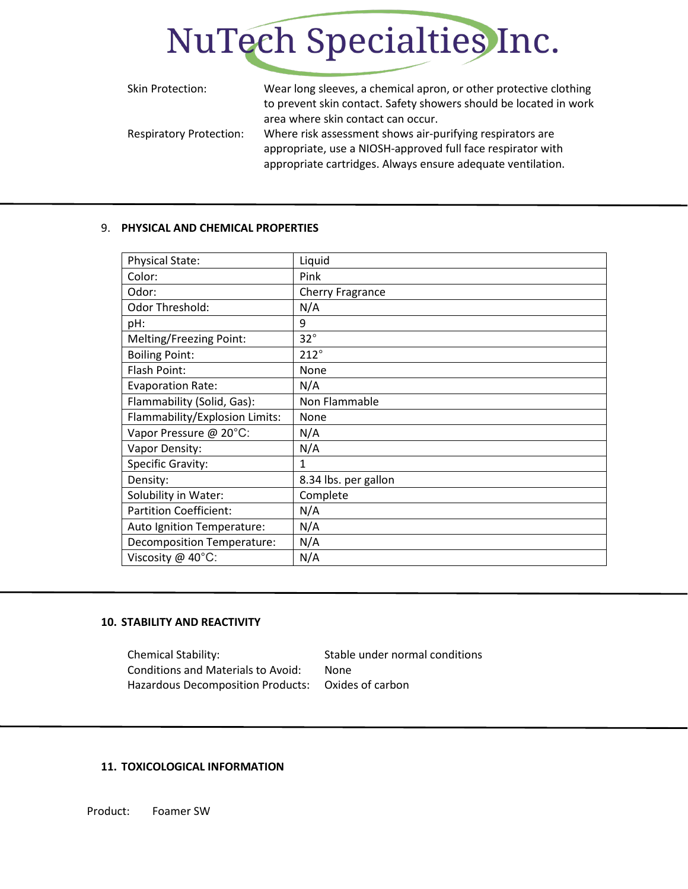Skin Protection: Wear long sleeves, a chemical apron, or other protective clothing to prevent skin contact. Safety showers should be located in work area where skin contact can occur.

Respiratory Protection: Where risk assessment shows air-purifying respirators are appropriate, use a NIOSH-approved full face respirator with appropriate cartridges. Always ensure adequate ventilation.

## 9. PHYSICAL AND CHEMICAL PROPERTIES

| Physical State: | Liquid |
|---|---|
| Color: | Pink |
| Odor: | Cherry Fragrance |
| Odor Threshold: | N/A |
| pH: | 9 |
| Melting/Freezing Point: | 32° |
| Boiling Point: | 212° |
| Flash Point: | None |
| Evaporation Rate: | N/A |
| Flammability (Solid, Gas): | Non Flammable |
| Flammability/Explosion Limits: | None |
| Vapor Pressure @ 20°C: | N/A |
| Vapor Density: | N/A |
| Specific Gravity: | 1 |
| Density: | 8.34 lbs. per gallon |
| Solubility in Water: | Complete |
| Partition Coefficient: | N/A |
| Auto Ignition Temperature: | N/A |
| Decomposition Temperature: | N/A |
| Viscosity @ 40°C: | N/A |

## 10. STABILITY AND REACTIVITY

Chemical Stability: Stable under normal conditions

Conditions and Materials to Avoid: None

Hazardous Decomposition Products: Oxides of carbon

## 11. TOXICOLOGICAL INFORMATION

Product: Foamer SW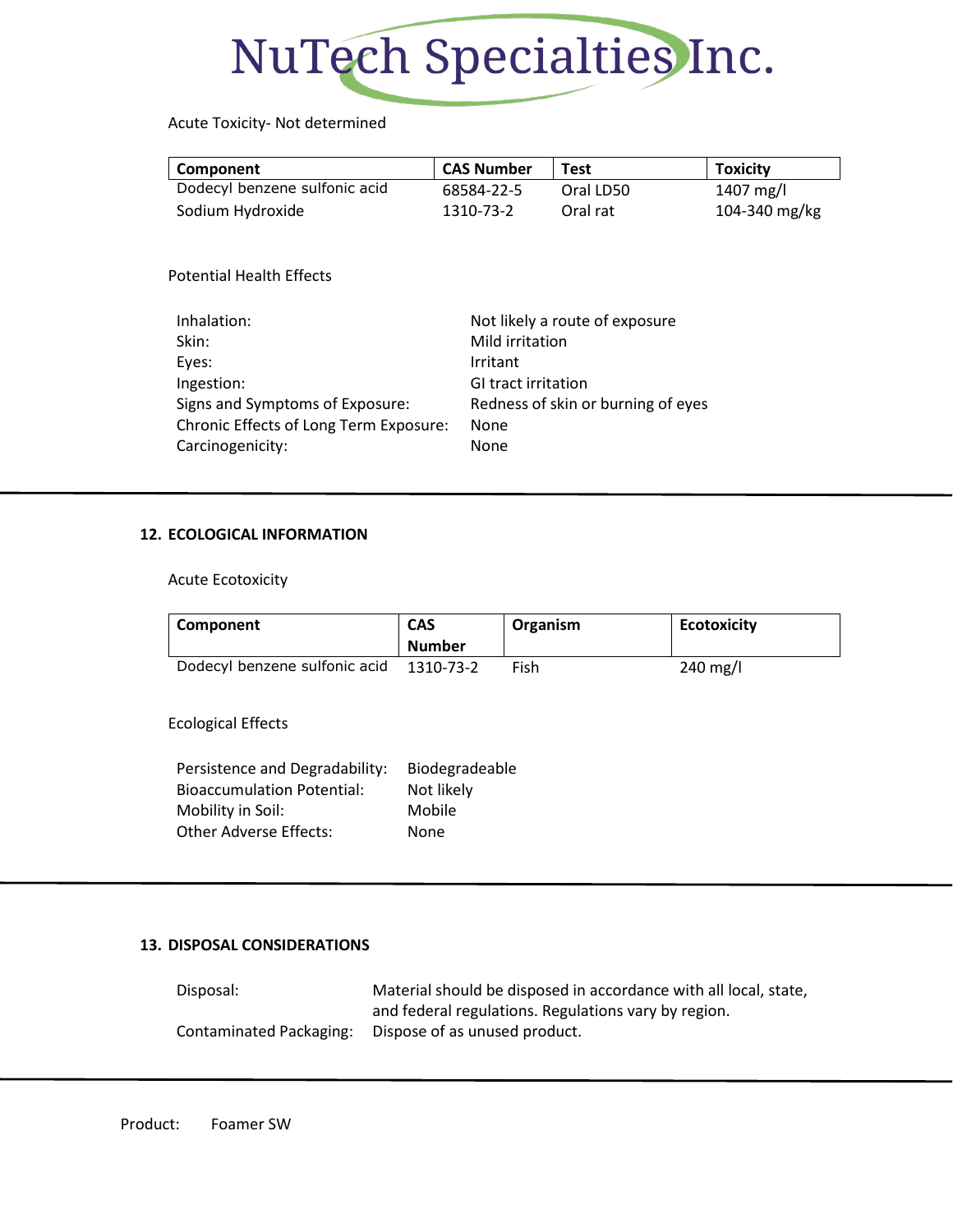Acute Toxicity- Not determined

| Component | CAS Number | Test | Toxicity |
|---|---|---|---|
| Dodecyl benzene sulfonic acid | 68584-22-5 | Oral LD50 | 1407 mg/l |
| Sodium Hydroxide | 1310-73-2 | Oral rat | 104-340 mg/kg |

Potential Health Effects

| | |
|---|---|
| Inhalation: | Not likely a route of exposure |
| Skin: | Mild irritation |
| Eyes: | Irritant |
| Ingestion: | GI tract irritation |
| Signs and Symptoms of Exposure: | Redness of skin or burning of eyes |
| Chronic Effects of Long Term Exposure: | None |
| Carcinogenicity: | None |

## 12. ECOLOGICAL INFORMATION

Acute Ecotoxicity

| Component | CAS Number | Organism | Ecotoxicity |
|---|---|---|---|
| Dodecyl benzene sulfonic acid | 1310-73-2 | Fish | 240 mg/l |

Ecological Effects

| | |
|---|---|
| Persistence and Degradability: | Biodegradeable |
| Bioaccumulation Potential: | Not likely |
| Mobility in Soil: | Mobile |
| Other Adverse Effects: | None |

## 13. DISPOSAL CONSIDERATIONS

| | |
|---|---|
| Disposal: | Material should be disposed in accordance with all local, state, and federal regulations. Regulations vary by region. |
| Contaminated Packaging: | Dispose of as unused product. |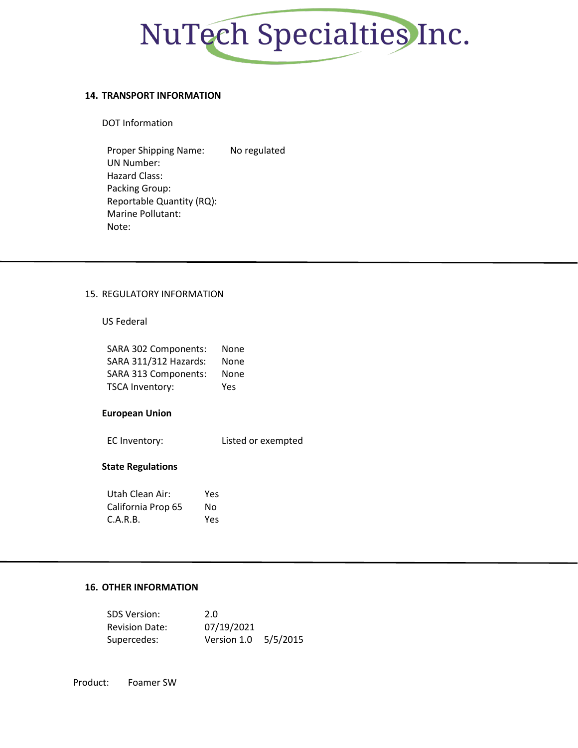## 14. TRANSPORT INFORMATION

DOT Information

| | |
|---|---|
| Proper Shipping Name: | No regulated |
| UN Number: | |
| Hazard Class: | |
| Packing Group: | |
| Reportable Quantity (RQ): | |
| Marine Pollutant: | |
| Note: | |

## 15. REGULATORY INFORMATION

US Federal

| | |
|---|---|
| SARA 302 Components: | None |
| SARA 311/312 Hazards: | None |
| SARA 313 Components: | None |
| TSCA Inventory: | Yes |

**European Union**

| | |
|---|---|
| EC Inventory: | Listed or exempted |

**State Regulations**

| | |
|---|---|
| Utah Clean Air: | Yes |
| California Prop 65 | No |
| C.A.R.B. | Yes |

## 16. OTHER INFORMATION

| | |
|---|---|
| SDS Version: | 2.0 |
| Revision Date: | 07/19/2021 |
| Supercedes: | Version 1.0 5/5/2015 |

Product: Foamer SW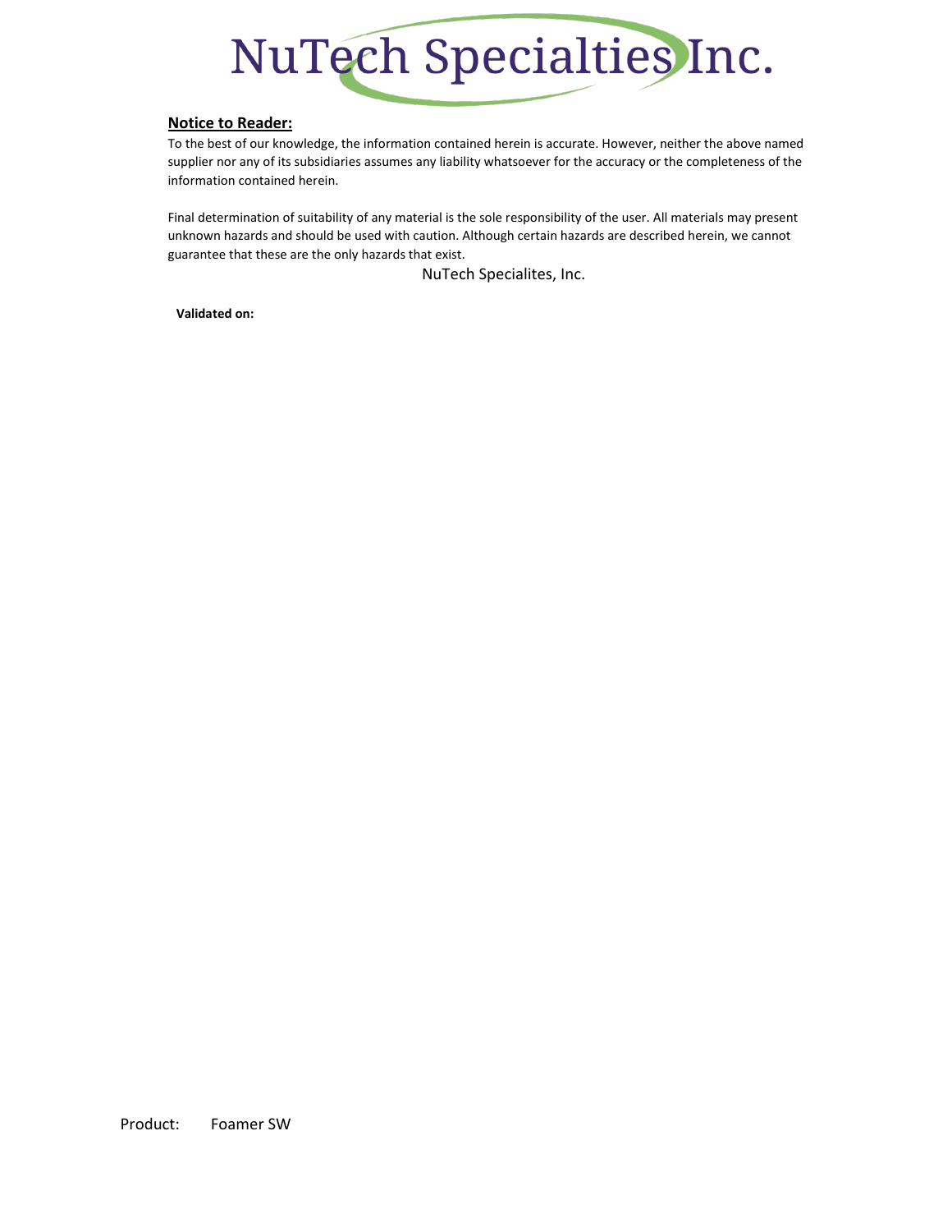NuTech Specialties Inc.

## Notice to Reader:

To the best of our knowledge, the information contained herein is accurate. However, neither the above named supplier nor any of its subsidiaries assumes any liability whatsoever for the accuracy or the completeness of the information contained herein.

Final determination of suitability of any material is the sole responsibility of the user. All materials may present unknown hazards and should be used with caution. Although certain hazards are described herein, we cannot guarantee that these are the only hazards that exist.

NuTech Specialites, Inc.

**Validated on:**

Product: Foamer SW